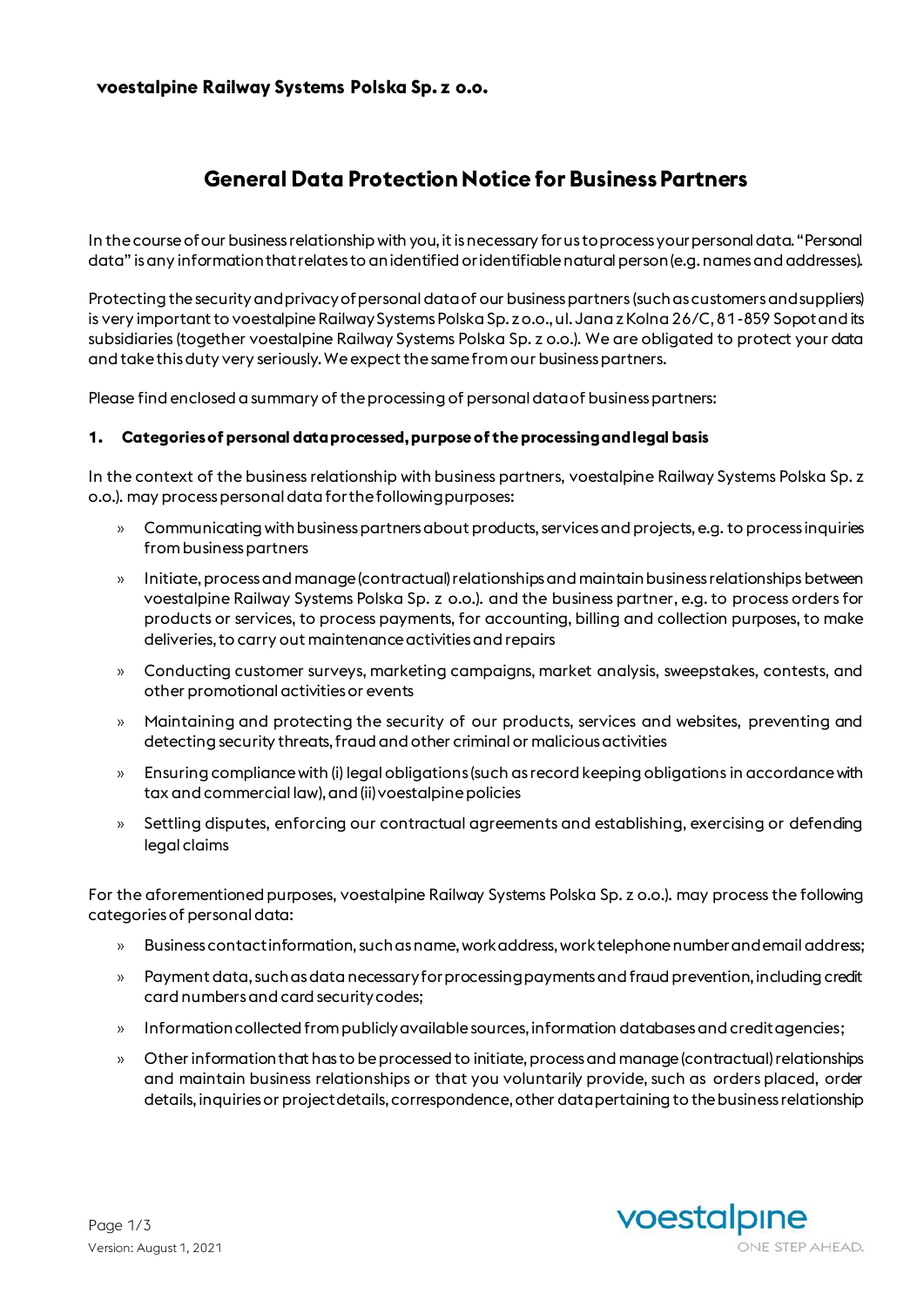**voestalpine Railway Systems Polska Sp. z o.o.**

# General Data Protection Notice for Business Partners

In the course of our business relationship with you, it is necessary for us to process your personal data. "Personal data" is any information that relates to an identified or identifiable natural person (e.g. names and addresses).

Protecting the security and privacy of personal data of our business partners (such as customers and suppliers) is very important to voestalpine Railway Systems Polska Sp. z o.o., ul. Jana z Kolna 26/C, 81-859 Sopot and its subsidiaries (together voestalpine Railway Systems Polska Sp. z o.o.). We are obligated to protect your data and take this duty very seriously. We expect the same from our business partners.

Please find enclosed a summary of the processing of personal data of business partners:

## 1. Categories of personal data processed, purpose of the processing and legal basis

In the context of the business relationship with business partners, voestalpine Railway Systems Polska Sp. z o.o.). may process personal data for the following purposes:

- Communicating with business partners about products, services and projects, e.g. to process inquiries from business partners
- Initiate, process and manage (contractual) relationships and maintain business relationships between voestalpine Railway Systems Polska Sp. z o.o.). and the business partner, e.g. to process orders for products or services, to process payments, for accounting, billing and collection purposes, to make deliveries, to carry out maintenance activities and repairs
- Conducting customer surveys, marketing campaigns, market analysis, sweepstakes, contests, and other promotional activities or events
- Maintaining and protecting the security of our products, services and websites, preventing and detecting security threats, fraud and other criminal or malicious activities
- Ensuring compliance with (i) legal obligations (such as record keeping obligations in accordance with tax and commercial law), and (ii) voestalpine policies
- Settling disputes, enforcing our contractual agreements and establishing, exercising or defending legal claims

For the aforementioned purposes, voestalpine Railway Systems Polska Sp. z o.o.). may process the following categories of personal data:

- Business contact information, such as name, work address, work telephone number and email address;
- Payment data, such as data necessary for processing payments and fraud prevention, including credit card numbers and card security codes;
- Information collected from publicly available sources, information databases and credit agencies;
- Other information that has to be processed to initiate, process and manage (contractual) relationships and maintain business relationships or that you voluntarily provide, such as orders placed, order details, inquiries or project details, correspondence, other data pertaining to the business relationship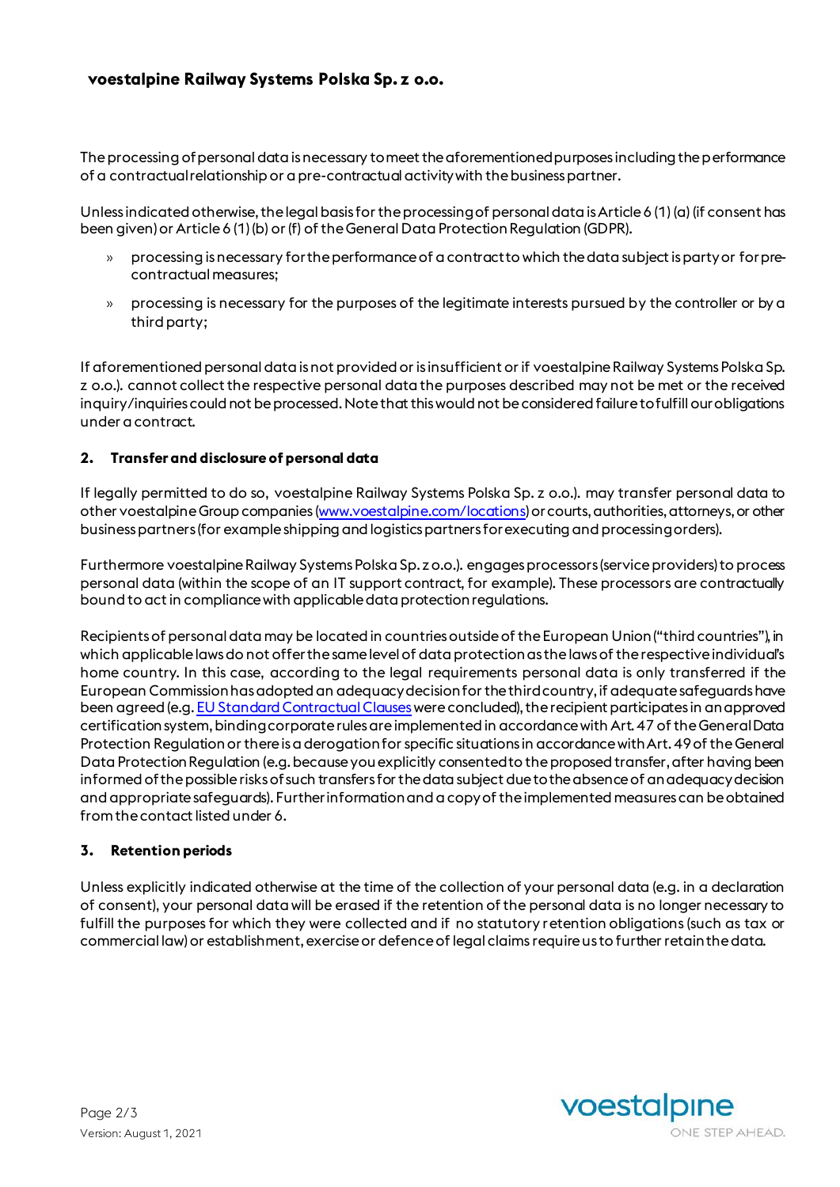The processing of personal data is necessary to meet the aforementioned purposes including the performance of a contractual relationship or a pre-contractual activity with the business partner.

Unless indicated otherwise, the legal basis for the processing of personal data is Article 6 (1) (a) (if consent has been given) or Article 6 (1) (b) or (f) of the General Data Protection Regulation (GDPR).

- processing is necessary for the performance of a contract to which the data subject is party or for pre-contractual measures;
- processing is necessary for the purposes of the legitimate interests pursued by the controller or by a third party;

If aforementioned personal data is not provided or is insufficient or if voestalpine Railway Systems Polska Sp. z o.o.). cannot collect the respective personal data the purposes described may not be met or the received inquiry/inquiries could not be processed. Note that this would not be considered failure to fulfill our obligations under a contract.

## 2. Transfer and disclosure of personal data

If legally permitted to do so, voestalpine Railway Systems Polska Sp. z o.o.). may transfer personal data to other voestalpine Group companies ([www.voestalpine.com/locations](www.voestalpine.com/locations)) or courts, authorities, attorneys, or other business partners (for example shipping and logistics partners for executing and processing orders).

Furthermore voestalpine Railway Systems Polska Sp. z o.o.). engages processors (service providers) to process personal data (within the scope of an IT support contract, for example). These processors are contractually bound to act in compliance with applicable data protection regulations.

Recipients of personal data may be located in countries outside of the European Union ("third countries"), in which applicable laws do not offer the same level of data protection as the laws of the respective individual's home country. In this case, according to the legal requirements personal data is only transferred if the European Commission has adopted an adequacy decision for the third country, if adequate safeguards have been agreed (e.g. EU Standard Contractual Clauses were concluded), the recipient participates in an approved certification system, binding corporate rules are implemented in accordance with Art. 47 of the General Data Protection Regulation or there is a derogation for specific situations in accordance with Art. 49 of the General Data Protection Regulation (e.g. because you explicitly consented to the proposed transfer, after having been informed of the possible risks of such transfers for the data subject due to the absence of an adequacy decision and appropriate safeguards). Further information and a copy of the implemented measures can be obtained from the contact listed under 6.

## 3. Retention periods

Unless explicitly indicated otherwise at the time of the collection of your personal data (e.g. in a declaration of consent), your personal data will be erased if the retention of the personal data is no longer necessary to fulfill the purposes for which they were collected and if no statutory retention obligations (such as tax or commercial law) or establishment, exercise or defence of legal claims require us to further retain the data.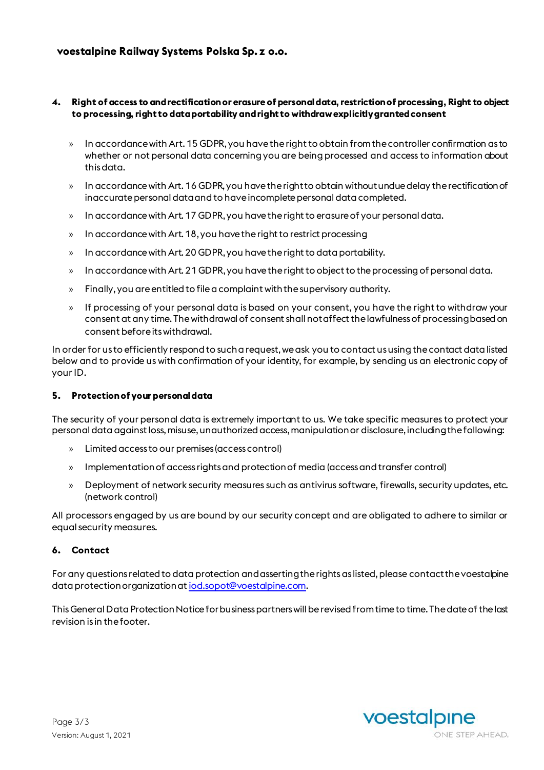## 4. Right of access to and rectification or erasure of personal data, restriction of processing, Right to object to processing, right to data portability and right to withdraw explicitly granted consent

- In accordance with Art. 15 GDPR, you have the right to obtain from the controller confirmation as to whether or not personal data concerning you are being processed and access to information about this data.
- In accordance with Art. 16 GDPR, you have the right to obtain without undue delay the rectification of inaccurate personal data and to have incomplete personal data completed.
- In accordance with Art. 17 GDPR, you have the right to erasure of your personal data.
- In accordance with Art. 18, you have the right to restrict processing
- In accordance with Art. 20 GDPR, you have the right to data portability.
- In accordance with Art. 21 GDPR, you have the right to object to the processing of personal data.
- Finally, you are entitled to file a complaint with the supervisory authority.
- If processing of your personal data is based on your consent, you have the right to withdraw your consent at any time. The withdrawal of consent shall not affect the lawfulness of processing based on consent before its withdrawal.

In order for us to efficiently respond to such a request, we ask you to contact us using the contact data listed below and to provide us with confirmation of your identity, for example, by sending us an electronic copy of your ID.

## 5. Protection of your personal data

The security of your personal data is extremely important to us. We take specific measures to protect your personal data against loss, misuse, unauthorized access, manipulation or disclosure, including the following:

- Limited access to our premises (access control)
- Implementation of access rights and protection of media (access and transfer control)
- Deployment of network security measures such as antivirus software, firewalls, security updates, etc. (network control)

All processors engaged by us are bound by our security concept and are obligated to adhere to similar or equal security measures.

## 6. Contact

For any questions related to data protection and asserting the rights as listed, please contact the voestalpine data protection organization at iod.sopot@voestalpine.com.

This General Data Protection Notice for business partners will be revised from time to time. The date of the last revision is in the footer.

Version: August 1, 2021